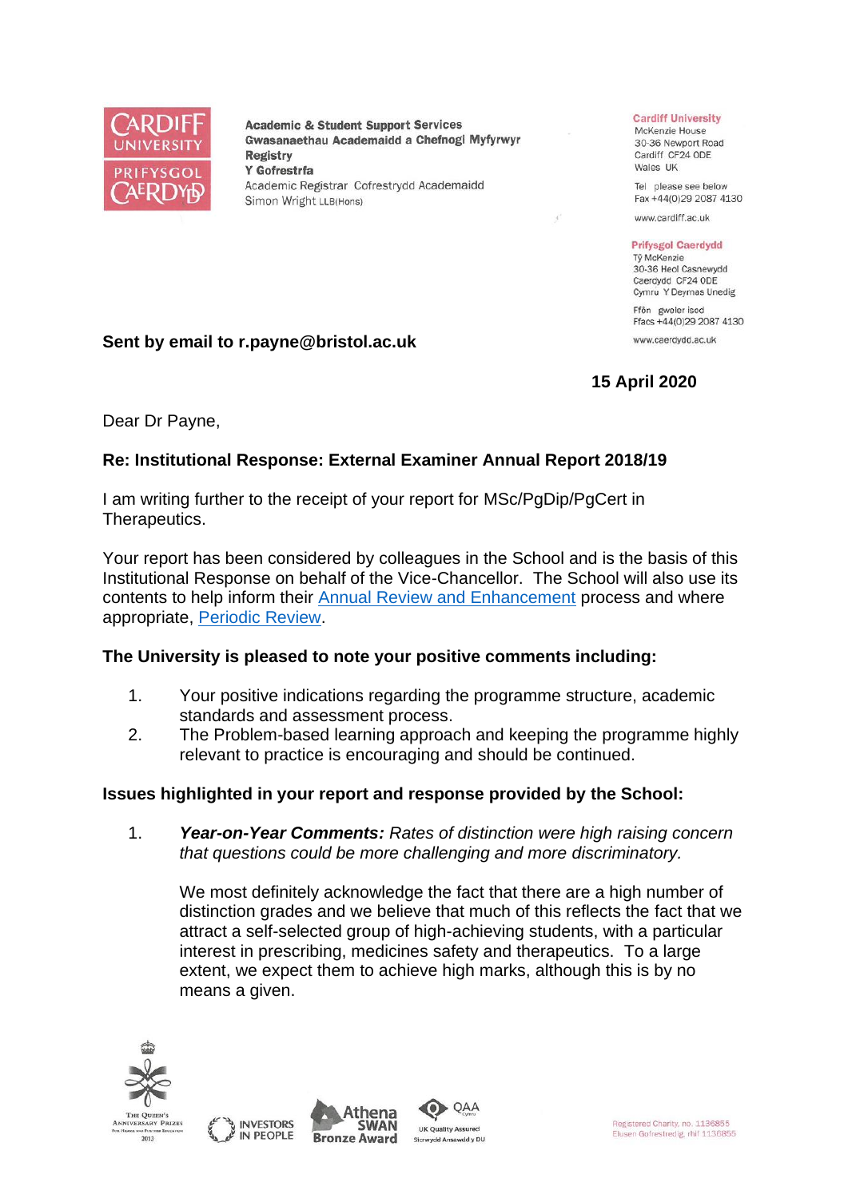Academic & Student Support Services
Gwasanaethau Academaidd a Chefnogi Myfyrwyr
Registry
Y Gofrestrfa
Academic Registrar Cofrestrydd Academaidd
Simon Wright LLB(Hons)

Cardiff University
McKenzie House
30-36 Newport Road
Cardiff CF24 0DE
Wales UK

Tel please see below
Fax +44(0)29 2087 4130

www.cardiff.ac.uk

Prifysgol Caerdydd
Tŷ McKenzie
30-36 Heol Casnewydd
Caerdydd CF24 0DE
Cymru Y Deyrnas Unedig

Ffôn gweler isod
Ffacs +44(0)29 2087 4130

www.caerdydd.ac.uk

**Sent by email to r.payne@bristol.ac.uk**

**15 April 2020**

Dear Dr Payne,

**Re: Institutional Response: External Examiner Annual Report 2018/19**

I am writing further to the receipt of your report for MSc/PgDip/PgCert in Therapeutics.

Your report has been considered by colleagues in the School and is the basis of this Institutional Response on behalf of the Vice-Chancellor. The School will also use its contents to help inform their Annual Review and Enhancement process and where appropriate, Periodic Review.

**The University is pleased to note your positive comments including:**

1. Your positive indications regarding the programme structure, academic standards and assessment process.
2. The Problem-based learning approach and keeping the programme highly relevant to practice is encouraging and should be continued.

**Issues highlighted in your report and response provided by the School:**

1. ***Year-on-Year Comments:*** *Rates of distinction were high raising concern that questions could be more challenging and more discriminatory.*

   We most definitely acknowledge the fact that there are a high number of distinction grades and we believe that much of this reflects the fact that we attract a self-selected group of high-achieving students, with a particular interest in prescribing, medicines safety and therapeutics. To a large extent, we expect them to achieve high marks, although this is by no means a given.

Registered Charity, no. 1136855
Elusen Gofrestredig, rhif 1136855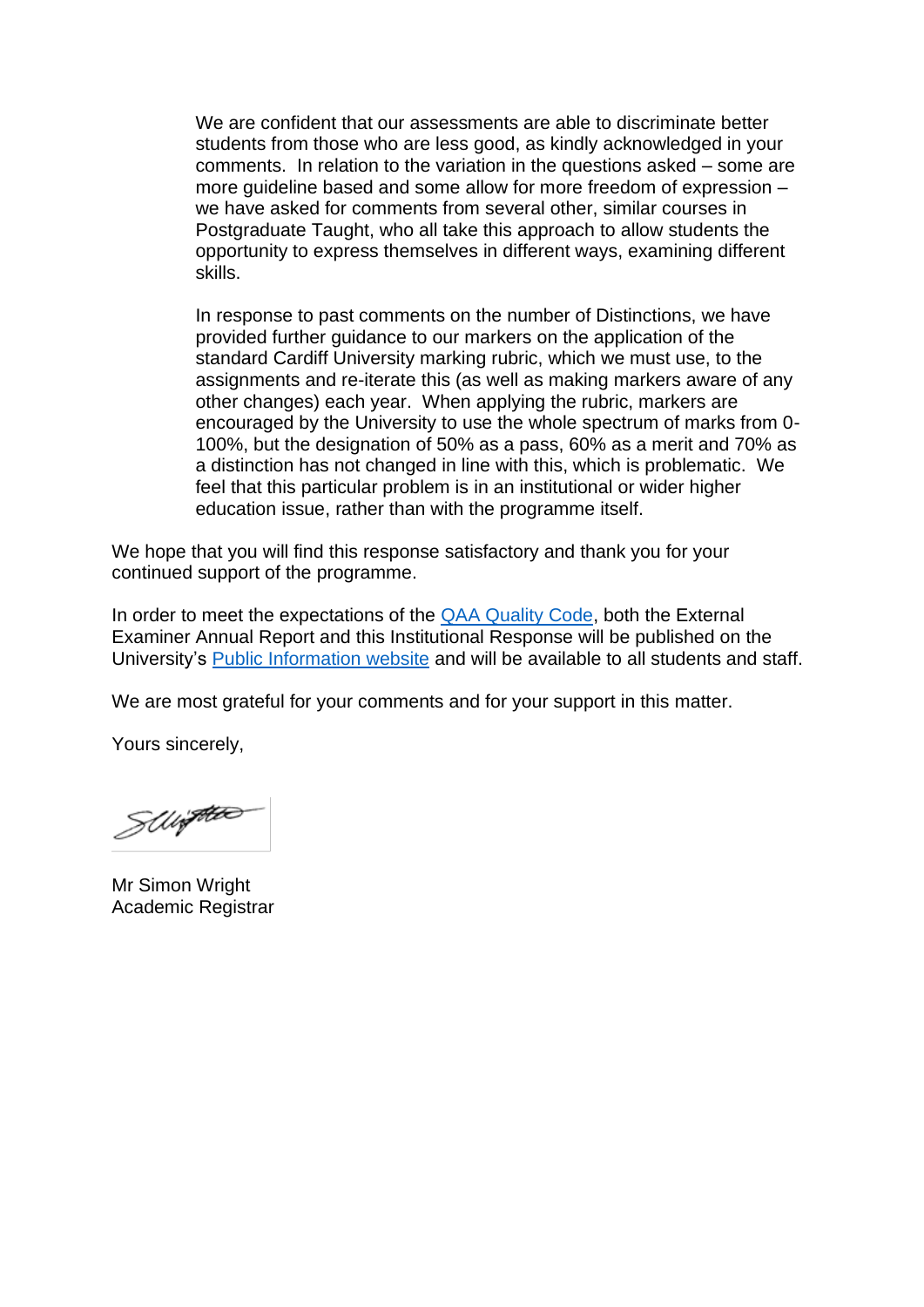We are confident that our assessments are able to discriminate better students from those who are less good, as kindly acknowledged in your comments. In relation to the variation in the questions asked – some are more guideline based and some allow for more freedom of expression – we have asked for comments from several other, similar courses in Postgraduate Taught, who all take this approach to allow students the opportunity to express themselves in different ways, examining different skills.

In response to past comments on the number of Distinctions, we have provided further guidance to our markers on the application of the standard Cardiff University marking rubric, which we must use, to the assignments and re-iterate this (as well as making markers aware of any other changes) each year. When applying the rubric, markers are encouraged by the University to use the whole spectrum of marks from 0-100%, but the designation of 50% as a pass, 60% as a merit and 70% as a distinction has not changed in line with this, which is problematic. We feel that this particular problem is in an institutional or wider higher education issue, rather than with the programme itself.

We hope that you will find this response satisfactory and thank you for your continued support of the programme.

In order to meet the expectations of the [QAA Quality Code](), both the External Examiner Annual Report and this Institutional Response will be published on the University's [Public Information website]() and will be available to all students and staff.

We are most grateful for your comments and for your support in this matter.

Yours sincerely,

Mr Simon Wright
Academic Registrar